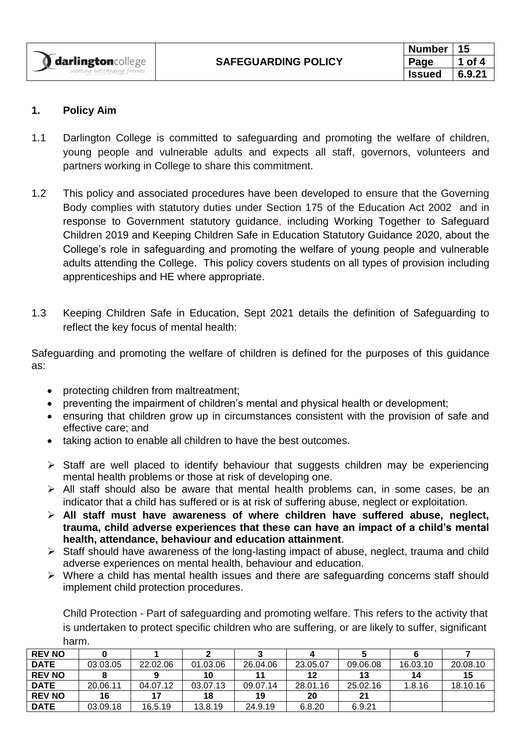| darlingtoncollege | SAFEGUARDING POLICY | Number | 15 |
|---|---|---|---|
| | | Page | 1 of 4 |
| | | Issued | 6.9.21 |

## 1. Policy Aim

1.1 Darlington College is committed to safeguarding and promoting the welfare of children, young people and vulnerable adults and expects all staff, governors, volunteers and partners working in College to share this commitment.

1.2 This policy and associated procedures have been developed to ensure that the Governing Body complies with statutory duties under Section 175 of the Education Act 2002 and in response to Government statutory guidance, including Working Together to Safeguard Children 2019 and Keeping Children Safe in Education Statutory Guidance 2020, about the College's role in safeguarding and promoting the welfare of young people and vulnerable adults attending the College. This policy covers students on all types of provision including apprenticeships and HE where appropriate.

1.3 Keeping Children Safe in Education, Sept 2021 details the definition of Safeguarding to reflect the key focus of mental health:

Safeguarding and promoting the welfare of children is defined for the purposes of this guidance as:

- protecting children from maltreatment;
- preventing the impairment of children's mental and physical health or development;
- ensuring that children grow up in circumstances consistent with the provision of safe and effective care; and
- taking action to enable all children to have the best outcomes.

- Staff are well placed to identify behaviour that suggests children may be experiencing mental health problems or those at risk of developing one.
- All staff should also be aware that mental health problems can, in some cases, be an indicator that a child has suffered or is at risk of suffering abuse, neglect or exploitation.
- **All staff must have awareness of where children have suffered abuse, neglect, trauma, child adverse experiences that these can have an impact of a child's mental health, attendance, behaviour and education attainment**.
- Staff should have awareness of the long-lasting impact of abuse, neglect, trauma and child adverse experiences on mental health, behaviour and education.
- Where a child has mental health issues and there are safeguarding concerns staff should implement child protection procedures.

Child Protection - Part of safeguarding and promoting welfare. This refers to the activity that is undertaken to protect specific children who are suffering, or are likely to suffer, significant harm.

| REV NO | 0 | 1 | 2 | 3 | 4 | 5 | 6 | 7 |
|---|---|---|---|---|---|---|---|---|
| DATE | 03.03.05 | 22.02.06 | 01.03.06 | 26.04.06 | 23.05.07 | 09.06.08 | 16.03.10 | 20.08.10 |
| REV NO | 8 | 9 | 10 | 11 | 12 | 13 | 14 | 15 |
| DATE | 20.06.11 | 04.07.12 | 03.07.13 | 09.07.14 | 28.01.16 | 25.02.16 | 1.8.16 | 18.10.16 |
| REV NO | 16 | 17 | 18 | 19 | 20 | 21 | | |
| DATE | 03.09.18 | 16.5.19 | 13.8.19 | 24.9.19 | 6.8.20 | 6.9.21 | | |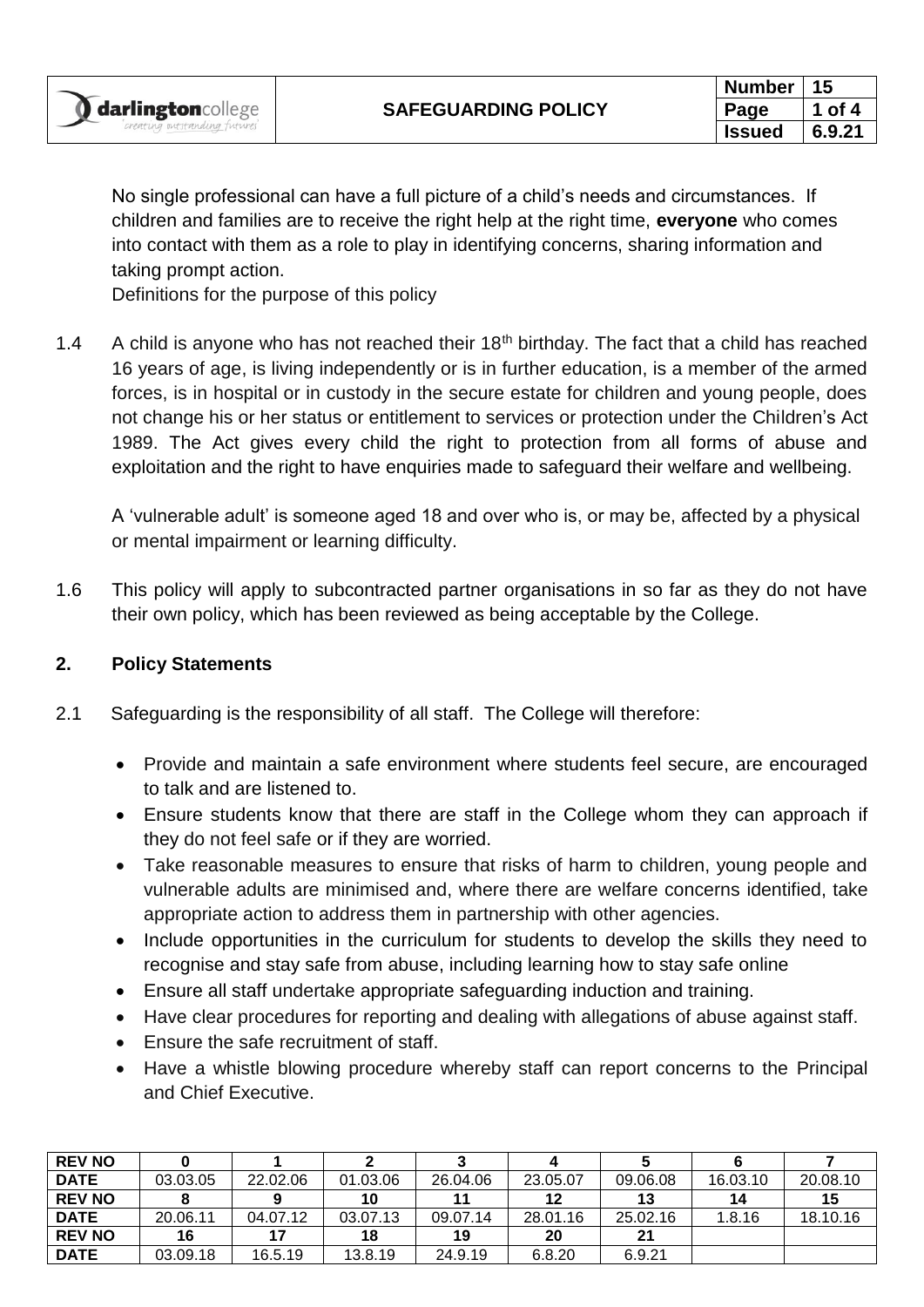No single professional can have a full picture of a child's needs and circumstances. If children and families are to receive the right help at the right time, **everyone** who comes into contact with them as a role to play in identifying concerns, sharing information and taking prompt action.

Definitions for the purpose of this policy

1.4 A child is anyone who has not reached their 18th birthday. The fact that a child has reached 16 years of age, is living independently or is in further education, is a member of the armed forces, is in hospital or in custody in the secure estate for children and young people, does not change his or her status or entitlement to services or protection under the Children's Act 1989. The Act gives every child the right to protection from all forms of abuse and exploitation and the right to have enquiries made to safeguard their welfare and wellbeing.

A 'vulnerable adult' is someone aged 18 and over who is, or may be, affected by a physical or mental impairment or learning difficulty.

1.6 This policy will apply to subcontracted partner organisations in so far as they do not have their own policy, which has been reviewed as being acceptable by the College.

## 2. Policy Statements

2.1 Safeguarding is the responsibility of all staff. The College will therefore:

- Provide and maintain a safe environment where students feel secure, are encouraged to talk and are listened to.
- Ensure students know that there are staff in the College whom they can approach if they do not feel safe or if they are worried.
- Take reasonable measures to ensure that risks of harm to children, young people and vulnerable adults are minimised and, where there are welfare concerns identified, take appropriate action to address them in partnership with other agencies.
- Include opportunities in the curriculum for students to develop the skills they need to recognise and stay safe from abuse, including learning how to stay safe online
- Ensure all staff undertake appropriate safeguarding induction and training.
- Have clear procedures for reporting and dealing with allegations of abuse against staff.
- Ensure the safe recruitment of staff.
- Have a whistle blowing procedure whereby staff can report concerns to the Principal and Chief Executive.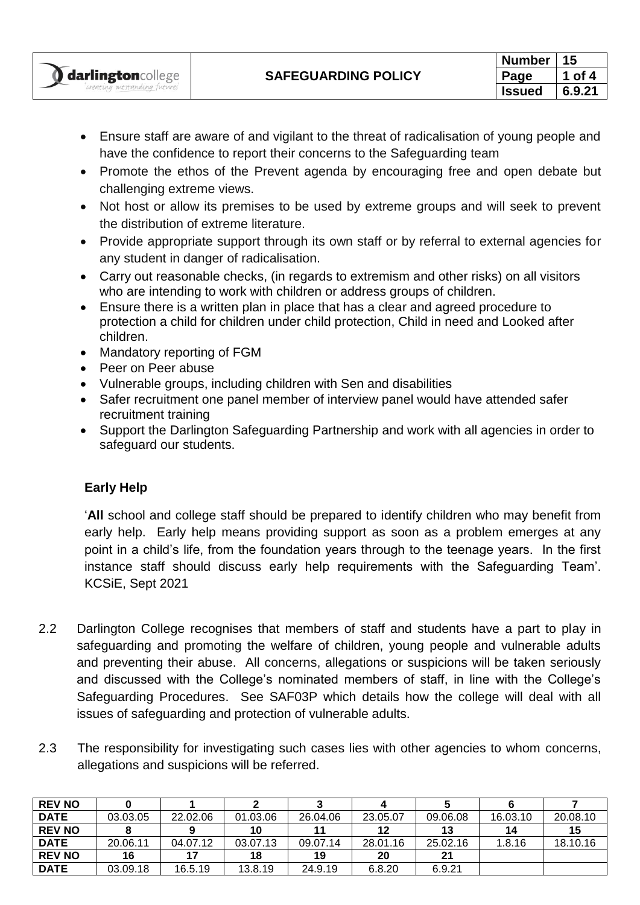- Ensure staff are aware of and vigilant to the threat of radicalisation of young people and have the confidence to report their concerns to the Safeguarding team
- Promote the ethos of the Prevent agenda by encouraging free and open debate but challenging extreme views.
- Not host or allow its premises to be used by extreme groups and will seek to prevent the distribution of extreme literature.
- Provide appropriate support through its own staff or by referral to external agencies for any student in danger of radicalisation.
- Carry out reasonable checks, (in regards to extremism and other risks) on all visitors who are intending to work with children or address groups of children.
- Ensure there is a written plan in place that has a clear and agreed procedure to protection a child for children under child protection, Child in need and Looked after children.
- Mandatory reporting of FGM
- Peer on Peer abuse
- Vulnerable groups, including children with Sen and disabilities
- Safer recruitment one panel member of interview panel would have attended safer recruitment training
- Support the Darlington Safeguarding Partnership and work with all agencies in order to safeguard our students.

**Early Help**

'**All** school and college staff should be prepared to identify children who may benefit from early help. Early help means providing support as soon as a problem emerges at any point in a child's life, from the foundation years through to the teenage years. In the first instance staff should discuss early help requirements with the Safeguarding Team'. KCSiE, Sept 2021

2.2 Darlington College recognises that members of staff and students have a part to play in safeguarding and promoting the welfare of children, young people and vulnerable adults and preventing their abuse. All concerns, allegations or suspicions will be taken seriously and discussed with the College's nominated members of staff, in line with the College's Safeguarding Procedures. See SAF03P which details how the college will deal with all issues of safeguarding and protection of vulnerable adults.

2.3 The responsibility for investigating such cases lies with other agencies to whom concerns, allegations and suspicions will be referred.

| **REV NO** | **0** | **1** | **2** | **3** | **4** | **5** | **6** | **7** |
|---|---|---|---|---|---|---|---|---|
| **DATE** | 03.03.05 | 22.02.06 | 01.03.06 | 26.04.06 | 23.05.07 | 09.06.08 | 16.03.10 | 20.08.10 |
| **REV NO** | **8** | **9** | **10** | **11** | **12** | **13** | **14** | **15** |
| **DATE** | 20.06.11 | 04.07.12 | 03.07.13 | 09.07.14 | 28.01.16 | 25.02.16 | 1.8.16 | 18.10.16 |
| **REV NO** | **16** | **17** | **18** | **19** | **20** | **21** | | |
| **DATE** | 03.09.18 | 16.5.19 | 13.8.19 | 24.9.19 | 6.8.20 | 6.9.21 | | |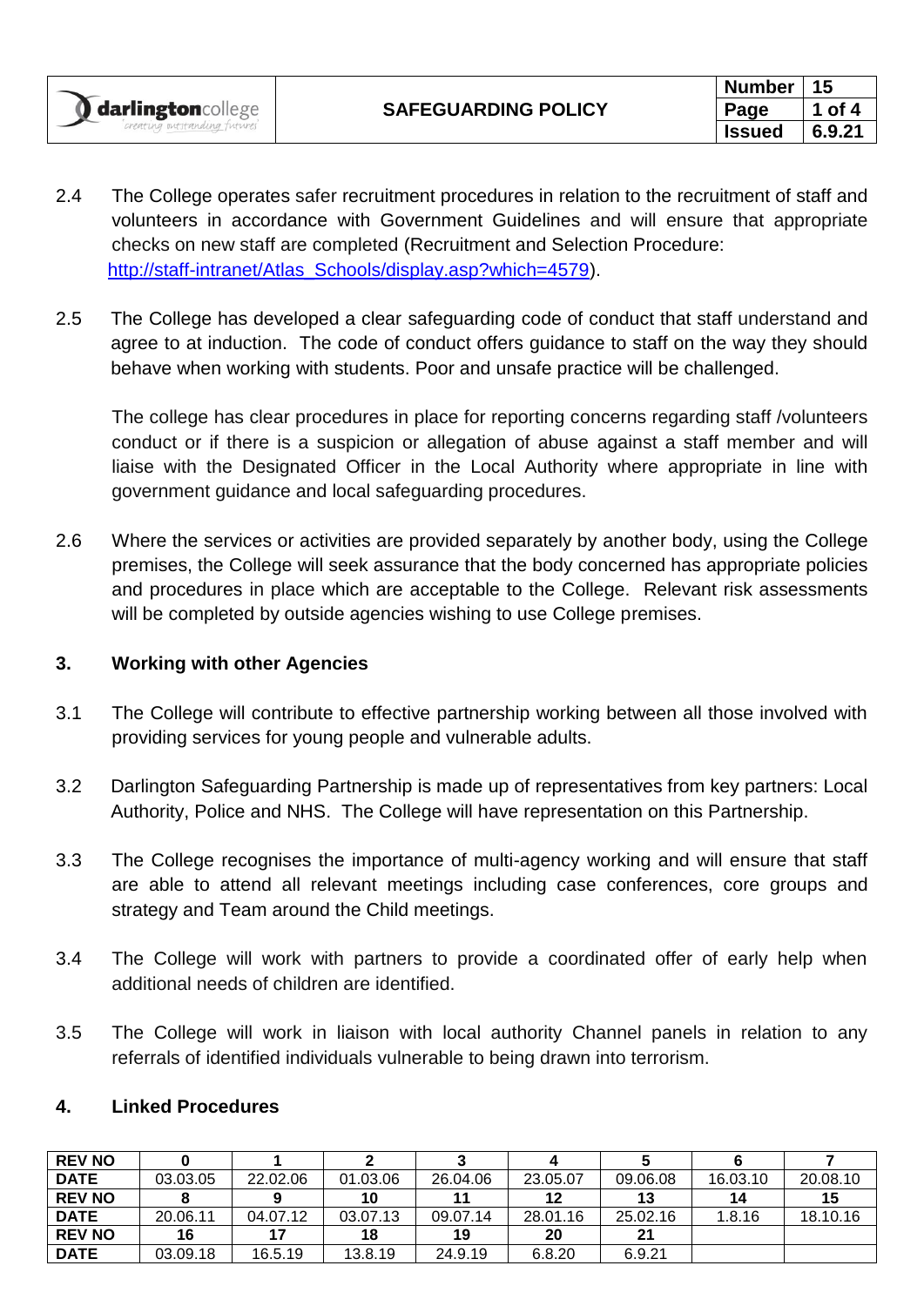2.4 The College operates safer recruitment procedures in relation to the recruitment of staff and volunteers in accordance with Government Guidelines and will ensure that appropriate checks on new staff are completed (Recruitment and Selection Procedure: http://staff-intranet/Atlas_Schools/display.asp?which=4579).

2.5 The College has developed a clear safeguarding code of conduct that staff understand and agree to at induction. The code of conduct offers guidance to staff on the way they should behave when working with students. Poor and unsafe practice will be challenged.

The college has clear procedures in place for reporting concerns regarding staff /volunteers conduct or if there is a suspicion or allegation of abuse against a staff member and will liaise with the Designated Officer in the Local Authority where appropriate in line with government guidance and local safeguarding procedures.

2.6 Where the services or activities are provided separately by another body, using the College premises, the College will seek assurance that the body concerned has appropriate policies and procedures in place which are acceptable to the College. Relevant risk assessments will be completed by outside agencies wishing to use College premises.

## 3. Working with other Agencies

3.1 The College will contribute to effective partnership working between all those involved with providing services for young people and vulnerable adults.

3.2 Darlington Safeguarding Partnership is made up of representatives from key partners: Local Authority, Police and NHS. The College will have representation on this Partnership.

3.3 The College recognises the importance of multi-agency working and will ensure that staff are able to attend all relevant meetings including case conferences, core groups and strategy and Team around the Child meetings.

3.4 The College will work with partners to provide a coordinated offer of early help when additional needs of children are identified.

3.5 The College will work in liaison with local authority Channel panels in relation to any referrals of identified individuals vulnerable to being drawn into terrorism.

## 4. Linked Procedures

| **REV NO** | **0** | **1** | **2** | **3** | **4** | **5** | **6** | **7** |
|---|---|---|---|---|---|---|---|---|
| **DATE** | 03.03.05 | 22.02.06 | 01.03.06 | 26.04.06 | 23.05.07 | 09.06.08 | 16.03.10 | 20.08.10 |
| **REV NO** | **8** | **9** | **10** | **11** | **12** | **13** | **14** | **15** |
| **DATE** | 20.06.11 | 04.07.12 | 03.07.13 | 09.07.14 | 28.01.16 | 25.02.16 | 1.8.16 | 18.10.16 |
| **REV NO** | **16** | **17** | **18** | **19** | **20** | **21** | | |
| **DATE** | 03.09.18 | 16.5.19 | 13.8.19 | 24.9.19 | 6.8.20 | 6.9.21 | | |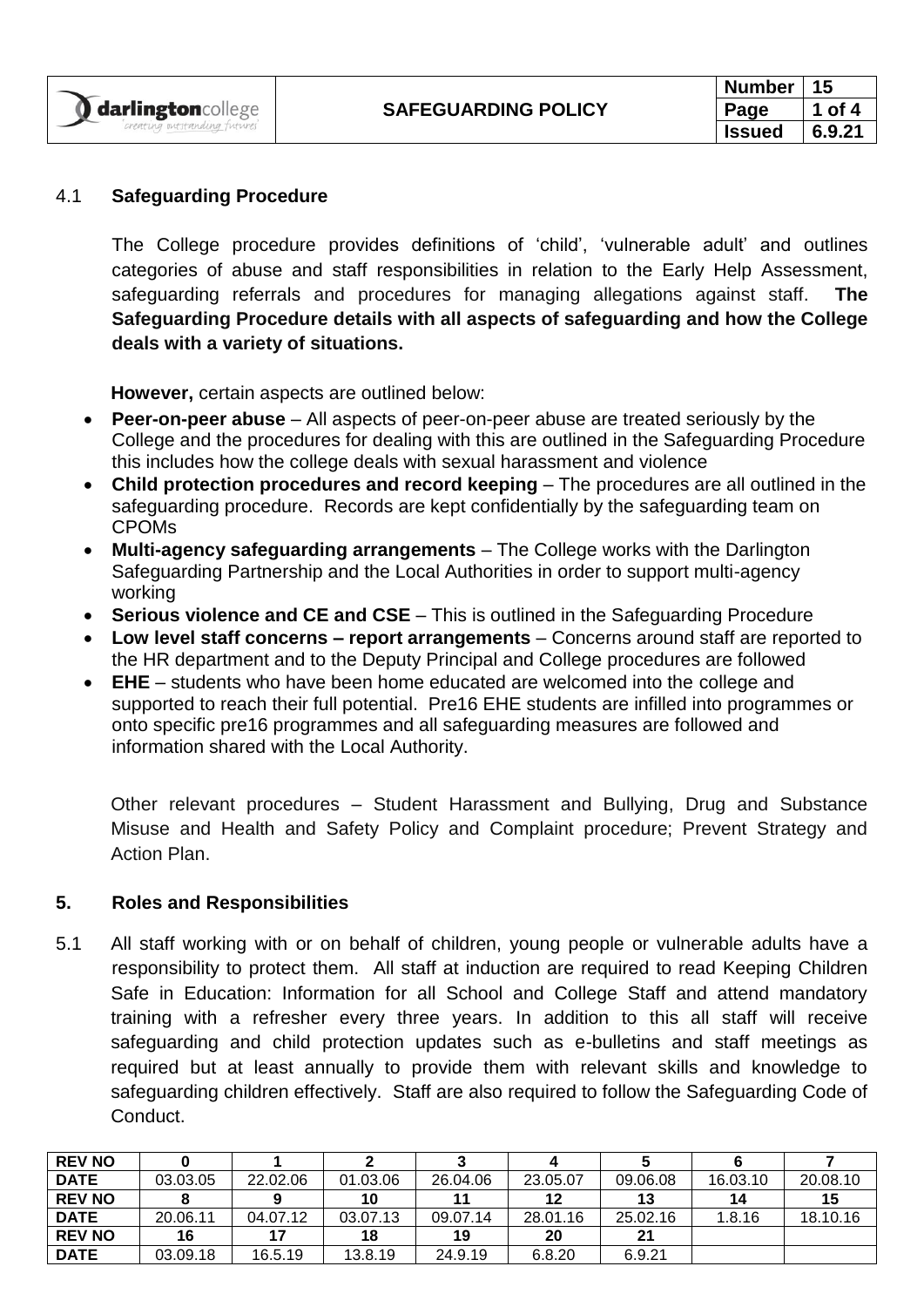### 4.1 Safeguarding Procedure

The College procedure provides definitions of 'child', 'vulnerable adult' and outlines categories of abuse and staff responsibilities in relation to the Early Help Assessment, safeguarding referrals and procedures for managing allegations against staff. **The Safeguarding Procedure details with all aspects of safeguarding and how the College deals with a variety of situations.**

**However,** certain aspects are outlined below:

- **Peer-on-peer abuse** – All aspects of peer-on-peer abuse are treated seriously by the College and the procedures for dealing with this are outlined in the Safeguarding Procedure this includes how the college deals with sexual harassment and violence
- **Child protection procedures and record keeping** – The procedures are all outlined in the safeguarding procedure. Records are kept confidentially by the safeguarding team on CPOMs
- **Multi-agency safeguarding arrangements** – The College works with the Darlington Safeguarding Partnership and the Local Authorities in order to support multi-agency working
- **Serious violence and CE and CSE** – This is outlined in the Safeguarding Procedure
- **Low level staff concerns – report arrangements** – Concerns around staff are reported to the HR department and to the Deputy Principal and College procedures are followed
- **EHE** – students who have been home educated are welcomed into the college and supported to reach their full potential. Pre16 EHE students are infilled into programmes or onto specific pre16 programmes and all safeguarding measures are followed and information shared with the Local Authority.

Other relevant procedures – Student Harassment and Bullying, Drug and Substance Misuse and Health and Safety Policy and Complaint procedure; Prevent Strategy and Action Plan.

## 5. Roles and Responsibilities

5.1 All staff working with or on behalf of children, young people or vulnerable adults have a responsibility to protect them. All staff at induction are required to read Keeping Children Safe in Education: Information for all School and College Staff and attend mandatory training with a refresher every three years. In addition to this all staff will receive safeguarding and child protection updates such as e-bulletins and staff meetings as required but at least annually to provide them with relevant skills and knowledge to safeguarding children effectively. Staff are also required to follow the Safeguarding Code of Conduct.

| REV NO | 0 | 1 | 2 | 3 | 4 | 5 | 6 | 7 |
|---|---|---|---|---|---|---|---|---|
| DATE | 03.03.05 | 22.02.06 | 01.03.06 | 26.04.06 | 23.05.07 | 09.06.08 | 16.03.10 | 20.08.10 |
| REV NO | 8 | 9 | 10 | 11 | 12 | 13 | 14 | 15 |
| DATE | 20.06.11 | 04.07.12 | 03.07.13 | 09.07.14 | 28.01.16 | 25.02.16 | 1.8.16 | 18.10.16 |
| REV NO | 16 | 17 | 18 | 19 | 20 | 21 | | |
| DATE | 03.09.18 | 16.5.19 | 13.8.19 | 24.9.19 | 6.8.20 | 6.9.21 | | |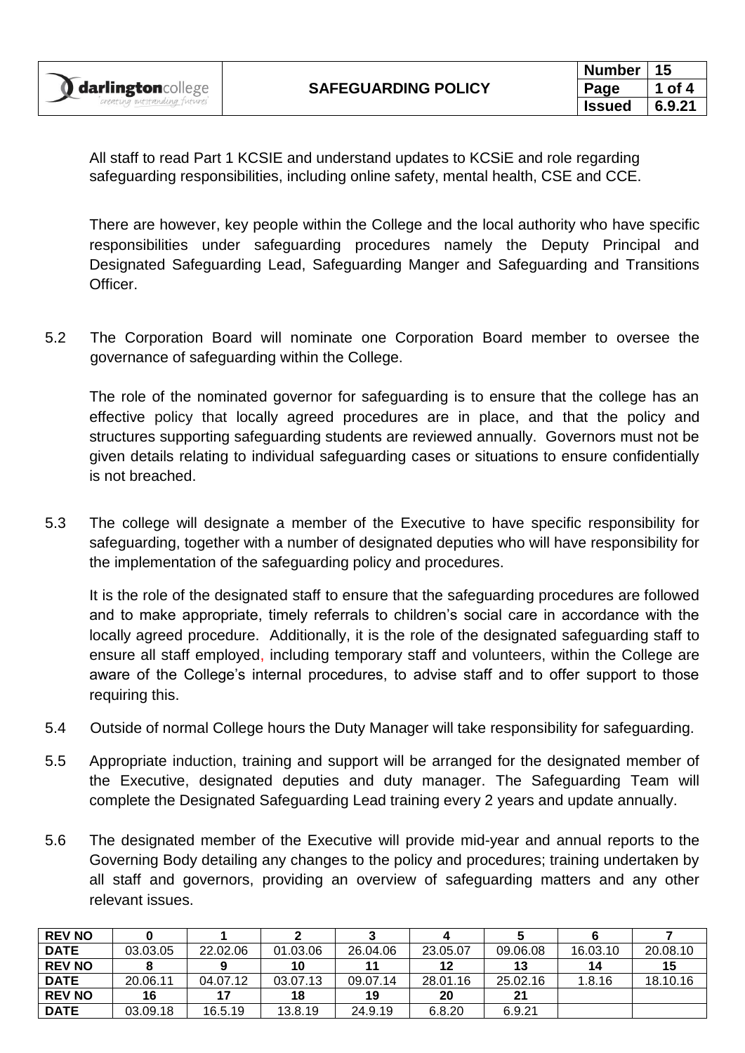All staff to read Part 1 KCSIE and understand updates to KCSiE and role regarding safeguarding responsibilities, including online safety, mental health, CSE and CCE.

There are however, key people within the College and the local authority who have specific responsibilities under safeguarding procedures namely the Deputy Principal and Designated Safeguarding Lead, Safeguarding Manger and Safeguarding and Transitions Officer.

5.2 The Corporation Board will nominate one Corporation Board member to oversee the governance of safeguarding within the College.

The role of the nominated governor for safeguarding is to ensure that the college has an effective policy that locally agreed procedures are in place, and that the policy and structures supporting safeguarding students are reviewed annually. Governors must not be given details relating to individual safeguarding cases or situations to ensure confidentially is not breached.

5.3 The college will designate a member of the Executive to have specific responsibility for safeguarding, together with a number of designated deputies who will have responsibility for the implementation of the safeguarding policy and procedures.

It is the role of the designated staff to ensure that the safeguarding procedures are followed and to make appropriate, timely referrals to children's social care in accordance with the locally agreed procedure. Additionally, it is the role of the designated safeguarding staff to ensure all staff employed, including temporary staff and volunteers, within the College are aware of the College's internal procedures, to advise staff and to offer support to those requiring this.

5.4 Outside of normal College hours the Duty Manager will take responsibility for safeguarding.

5.5 Appropriate induction, training and support will be arranged for the designated member of the Executive, designated deputies and duty manager. The Safeguarding Team will complete the Designated Safeguarding Lead training every 2 years and update annually.

5.6 The designated member of the Executive will provide mid-year and annual reports to the Governing Body detailing any changes to the policy and procedures; training undertaken by all staff and governors, providing an overview of safeguarding matters and any other relevant issues.

| REV NO | 0 | 1 | 2 | 3 | 4 | 5 | 6 | 7 |
|---|---|---|---|---|---|---|---|---|
| DATE | 03.03.05 | 22.02.06 | 01.03.06 | 26.04.06 | 23.05.07 | 09.06.08 | 16.03.10 | 20.08.10 |
| REV NO | 8 | 9 | 10 | 11 | 12 | 13 | 14 | 15 |
| DATE | 20.06.11 | 04.07.12 | 03.07.13 | 09.07.14 | 28.01.16 | 25.02.16 | 1.8.16 | 18.10.16 |
| REV NO | 16 | 17 | 18 | 19 | 20 | 21 | | |
| DATE | 03.09.18 | 16.5.19 | 13.8.19 | 24.9.19 | 6.8.20 | 6.9.21 | | |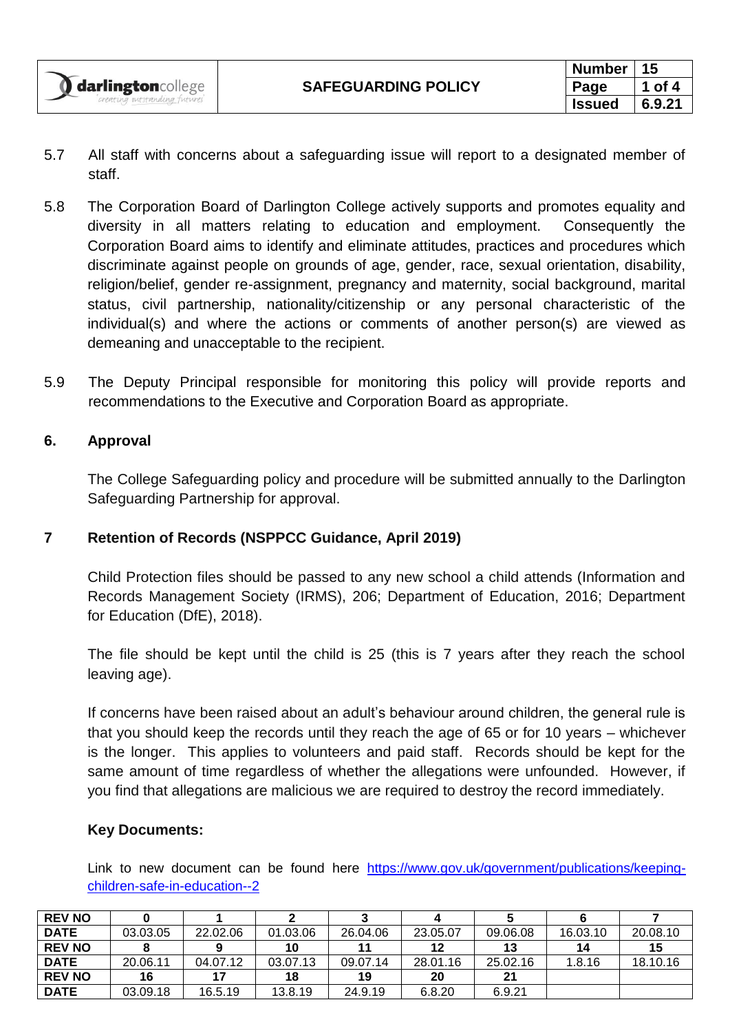5.7 All staff with concerns about a safeguarding issue will report to a designated member of staff.

5.8 The Corporation Board of Darlington College actively supports and promotes equality and diversity in all matters relating to education and employment. Consequently the Corporation Board aims to identify and eliminate attitudes, practices and procedures which discriminate against people on grounds of age, gender, race, sexual orientation, disability, religion/belief, gender re-assignment, pregnancy and maternity, social background, marital status, civil partnership, nationality/citizenship or any personal characteristic of the individual(s) and where the actions or comments of another person(s) are viewed as demeaning and unacceptable to the recipient.

5.9 The Deputy Principal responsible for monitoring this policy will provide reports and recommendations to the Executive and Corporation Board as appropriate.

## 6. Approval

The College Safeguarding policy and procedure will be submitted annually to the Darlington Safeguarding Partnership for approval.

## 7 Retention of Records (NSPPCC Guidance, April 2019)

Child Protection files should be passed to any new school a child attends (Information and Records Management Society (IRMS), 206; Department of Education, 2016; Department for Education (DfE), 2018).

The file should be kept until the child is 25 (this is 7 years after they reach the school leaving age).

If concerns have been raised about an adult's behaviour around children, the general rule is that you should keep the records until they reach the age of 65 or for 10 years – whichever is the longer. This applies to volunteers and paid staff. Records should be kept for the same amount of time regardless of whether the allegations were unfounded. However, if you find that allegations are malicious we are required to destroy the record immediately.

**Key Documents:**

Link to new document can be found here https://www.gov.uk/government/publications/keeping-children-safe-in-education--2

| REV NO | 0 | 1 | 2 | 3 | 4 | 5 | 6 | 7 |
|---|---|---|---|---|---|---|---|---|
| DATE | 03.03.05 | 22.02.06 | 01.03.06 | 26.04.06 | 23.05.07 | 09.06.08 | 16.03.10 | 20.08.10 |
| REV NO | 8 | 9 | 10 | 11 | 12 | 13 | 14 | 15 |
| DATE | 20.06.11 | 04.07.12 | 03.07.13 | 09.07.14 | 28.01.16 | 25.02.16 | 1.8.16 | 18.10.16 |
| REV NO | 16 | 17 | 18 | 19 | 20 | 21 | | |
| DATE | 03.09.18 | 16.5.19 | 13.8.19 | 24.9.19 | 6.8.20 | 6.9.21 | | |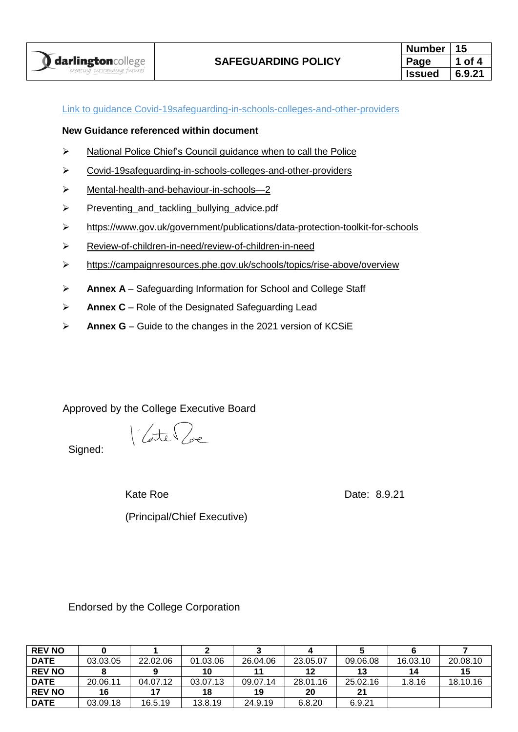Link to guidance Covid-19safeguarding-in-schools-colleges-and-other-providers

**New Guidance referenced within document**

- National Police Chief's Council guidance when to call the Police
- Covid-19safeguarding-in-schools-colleges-and-other-providers
- Mental-health-and-behaviour-in-schools—2
- Preventing_and_tackling_bullying_advice.pdf
- https://www.gov.uk/government/publications/data-protection-toolkit-for-schools
- Review-of-children-in-need/review-of-children-in-need
- https://campaignresources.phe.gov.uk/schools/topics/rise-above/overview
- **Annex A** – Safeguarding Information for School and College Staff
- **Annex C** – Role of the Designated Safeguarding Lead
- **Annex G** – Guide to the changes in the 2021 version of KCSiE

Approved by the College Executive Board

Signed:

Kate Roe

(Principal/Chief Executive)

Date: 8.9.21

Endorsed by the College Corporation

| **REV NO** | **0** | **1** | **2** | **3** | **4** | **5** | **6** | **7** |
|---|---|---|---|---|---|---|---|---|
| **DATE** | 03.03.05 | 22.02.06 | 01.03.06 | 26.04.06 | 23.05.07 | 09.06.08 | 16.03.10 | 20.08.10 |
| **REV NO** | **8** | **9** | **10** | **11** | **12** | **13** | **14** | **15** |
| **DATE** | 20.06.11 | 04.07.12 | 03.07.13 | 09.07.14 | 28.01.16 | 25.02.16 | 1.8.16 | 18.10.16 |
| **REV NO** | **16** | **17** | **18** | **19** | **20** | **21** | | |
| **DATE** | 03.09.18 | 16.5.19 | 13.8.19 | 24.9.19 | 6.8.20 | 6.9.21 | | |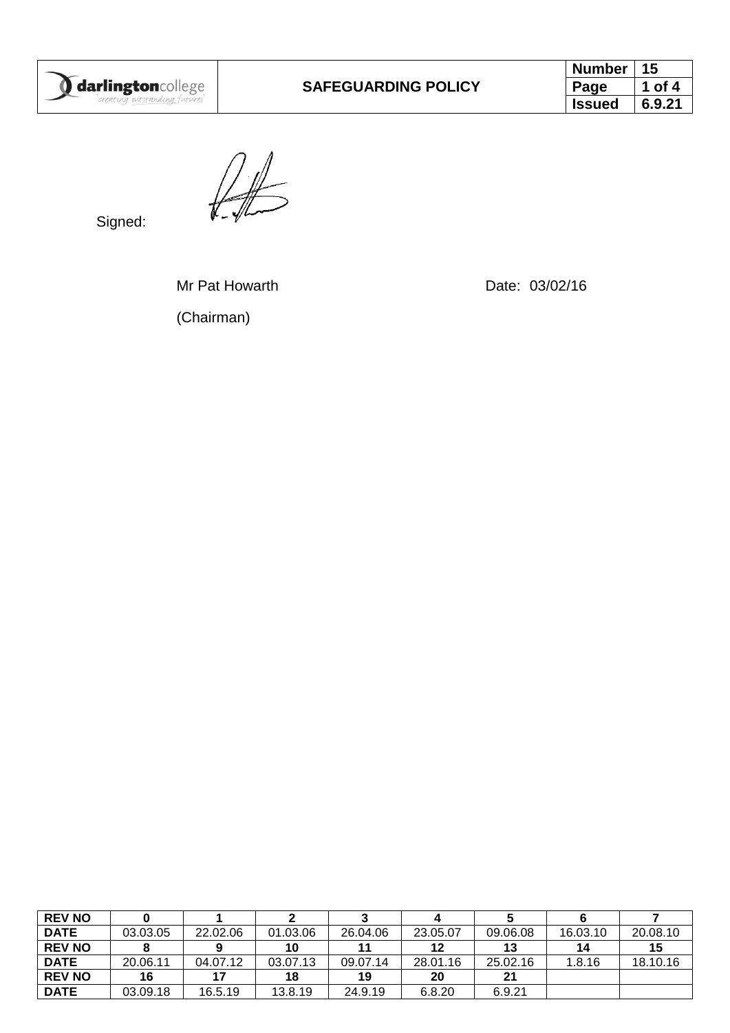Signed:

Mr Pat Howarth　　　　　　　　　　Date: 03/02/16

(Chairman)

| | | | | | | | | |
|---|---|---|---|---|---|---|---|---|
| **REV NO** | **0** | **1** | **2** | **3** | **4** | **5** | **6** | **7** |
| **DATE** | 03.03.05 | 22.02.06 | 01.03.06 | 26.04.06 | 23.05.07 | 09.06.08 | 16.03.10 | 20.08.10 |
| **REV NO** | **8** | **9** | **10** | **11** | **12** | **13** | **14** | **15** |
| **DATE** | 20.06.11 | 04.07.12 | 03.07.13 | 09.07.14 | 28.01.16 | 25.02.16 | 1.8.16 | 18.10.16 |
| **REV NO** | **16** | **17** | **18** | **19** | **20** | **21** | | |
| **DATE** | 03.09.18 | 16.5.19 | 13.8.19 | 24.9.19 | 6.8.20 | 6.9.21 | | |